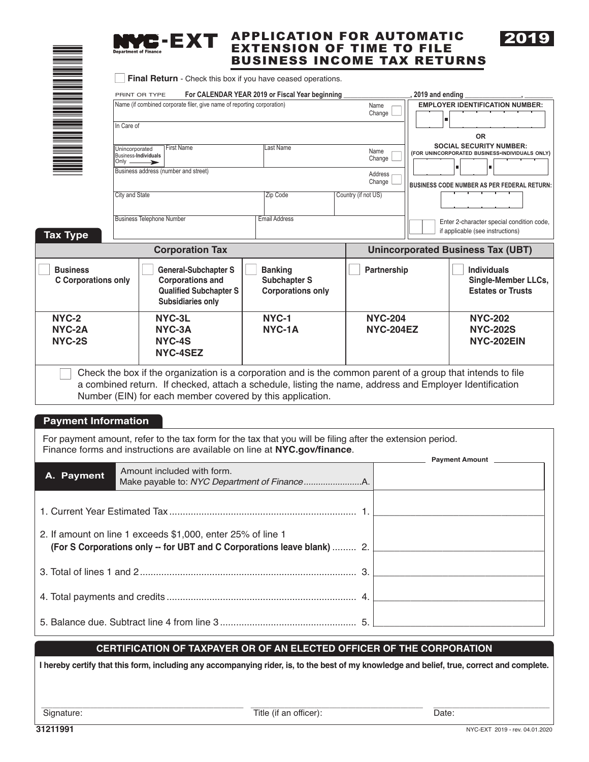# NYC-EXT APPLICATION FOR AUTOMATIC EXTENSION OF TIME TO FILE BUSINESS INCOME TAX RETURNS

**2019**

Department of Finance

☐ **Final Return** - Check this box if you have ceased operations.

PRINT OR TYPE **For CALENDAR YEAR 2019 or Fiscal Year beginning \_\_\_\_\_\_\_\_\_\_\_\_\_\_\_\_, 2019 and ending \_\_\_\_\_\_\_\_\_\_\_\_\_\_, \_\_\_\_\_\_\_**

| | |
|---|---|
| Name (if combined corporate filer, give name of reporting corporation) — Name Change ☐ | **EMPLOYER IDENTIFICATION NUMBER:** |
| In Care of | OR |
| Unincorporated Business-**Individuals** Only → First Name / Last Name — Name Change ☐ | **SOCIAL SECURITY NUMBER:** (FOR UNINCORPORATED BUSINESS-INDIVIDUALS ONLY) |
| Business address (number and street) — Address Change ☐ | **BUSINESS CODE NUMBER AS PER FEDERAL RETURN:** |
| City and State / Zip Code / Country (if not US) | |
| Business Telephone Number / Email Address | Enter 2-character special condition code, if applicable (see instructions) |

## Tax Type

| Corporation Tax | | | Unincorporated Business Tax (UBT) | |
|---|---|---|---|---|
| ☐ **Business C Corporations only** | ☐ **General-Subchapter S Corporations and Qualified Subchapter S Subsidiaries only** | ☐ **Banking Subchapter S Corporations only** | ☐ **Partnership** | ☐ **Individuals Single-Member LLCs, Estates or Trusts** |
| **NYC-2 NYC-2A NYC-2S** | **NYC-3L NYC-3A NYC-4S NYC-4SEZ** | **NYC-1 NYC-1A** | **NYC-204 NYC-204EZ** | **NYC-202 NYC-202S NYC-202EIN** |

☐ Check the box if the organization is a corporation and is the common parent of a group that intends to file a combined return. If checked, attach a schedule, listing the name, address and Employer Identification Number (EIN) for each member covered by this application.

## Payment Information

For payment amount, refer to the tax form for the tax that you will be filing after the extension period. Finance forms and instructions are available on line at **NYC.gov/finance**.

| | | Payment Amount |
|---|---|---|
| **A. Payment** | Amount included with form. Make payable to: *NYC Department of Finance* ........................A. | |
| 1. Current Year Estimated Tax ..................................................................... 1. | | |
| 2. If amount on line 1 exceeds $1,000, enter 25% of line 1 **(For S Corporations only -- for UBT and C Corporations leave blank)** ......... 2. | | |
| 3. Total of lines 1 and 2 ............................................................................... 3. | | |
| 4. Total payments and credits ...................................................................... 4. | | |
| 5. Balance due. Subtract line 4 from line 3 .................................................. 5. | | |

## CERTIFICATION OF TAXPAYER OR OF AN ELECTED OFFICER OF THE CORPORATION

**I hereby certify that this form, including any accompanying rider, is, to the best of my knowledge and belief, true, correct and complete.**

Signature: \_\_\_\_\_\_\_\_\_\_\_\_\_\_\_\_ Title (if an officer): \_\_\_\_\_\_\_\_\_\_\_\_\_\_\_\_ Date: \_\_\_\_\_\_\_\_\_\_\_\_

31211991

NYC-EXT 2019 - rev. 04.01.2020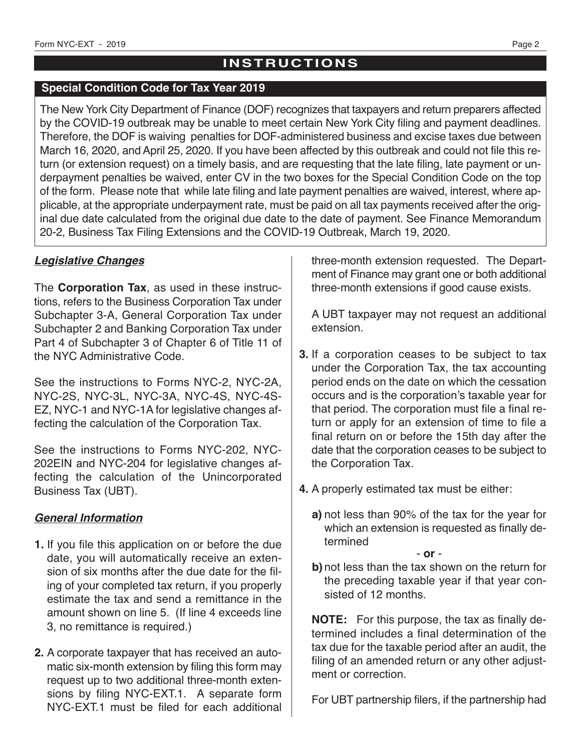# INSTRUCTIONS

## Special Condition Code for Tax Year 2019

The New York City Department of Finance (DOF) recognizes that taxpayers and return preparers affected by the COVID-19 outbreak may be unable to meet certain New York City filing and payment deadlines. Therefore, the DOF is waiving penalties for DOF-administered business and excise taxes due between March 16, 2020, and April 25, 2020. If you have been affected by this outbreak and could not file this return (or extension request) on a timely basis, and are requesting that the late filing, late payment or underpayment penalties be waived, enter CV in the two boxes for the Special Condition Code on the top of the form. Please note that while late filing and late payment penalties are waived, interest, where applicable, at the appropriate underpayment rate, must be paid on all tax payments received after the original due date calculated from the original due date to the date of payment. See Finance Memorandum 20-2, Business Tax Filing Extensions and the COVID-19 Outbreak, March 19, 2020.

### *Legislative Changes*

The **Corporation Tax**, as used in these instructions, refers to the Business Corporation Tax under Subchapter 3-A, General Corporation Tax under Subchapter 2 and Banking Corporation Tax under Part 4 of Subchapter 3 of Chapter 6 of Title 11 of the NYC Administrative Code.

See the instructions to Forms NYC-2, NYC-2A, NYC-2S, NYC-3L, NYC-3A, NYC-4S, NYC-4S-EZ, NYC-1 and NYC-1A for legislative changes affecting the calculation of the Corporation Tax.

See the instructions to Forms NYC-202, NYC-202EIN and NYC-204 for legislative changes affecting the calculation of the Unincorporated Business Tax (UBT).

### *General Information*

**1.** If you file this application on or before the due date, you will automatically receive an extension of six months after the due date for the filing of your completed tax return, if you properly estimate the tax and send a remittance in the amount shown on line 5. (If line 4 exceeds line 3, no remittance is required.)

**2.** A corporate taxpayer that has received an automatic six-month extension by filing this form may request up to two additional three-month extensions by filing NYC-EXT.1. A separate form NYC-EXT.1 must be filed for each additional three-month extension requested. The Department of Finance may grant one or both additional three-month extensions if good cause exists.

A UBT taxpayer may not request an additional extension.

**3.** If a corporation ceases to be subject to tax under the Corporation Tax, the tax accounting period ends on the date on which the cessation occurs and is the corporation's taxable year for that period. The corporation must file a final return or apply for an extension of time to file a final return on or before the 15th day after the date that the corporation ceases to be subject to the Corporation Tax.

**4.** A properly estimated tax must be either:

**a)** not less than 90% of the tax for the year for which an extension is requested as finally determined

\- **or** -

**b)** not less than the tax shown on the return for the preceding taxable year if that year consisted of 12 months.

**NOTE:** For this purpose, the tax as finally determined includes a final determination of the tax due for the taxable period after an audit, the filing of an amended return or any other adjustment or correction.

For UBT partnership filers, if the partnership had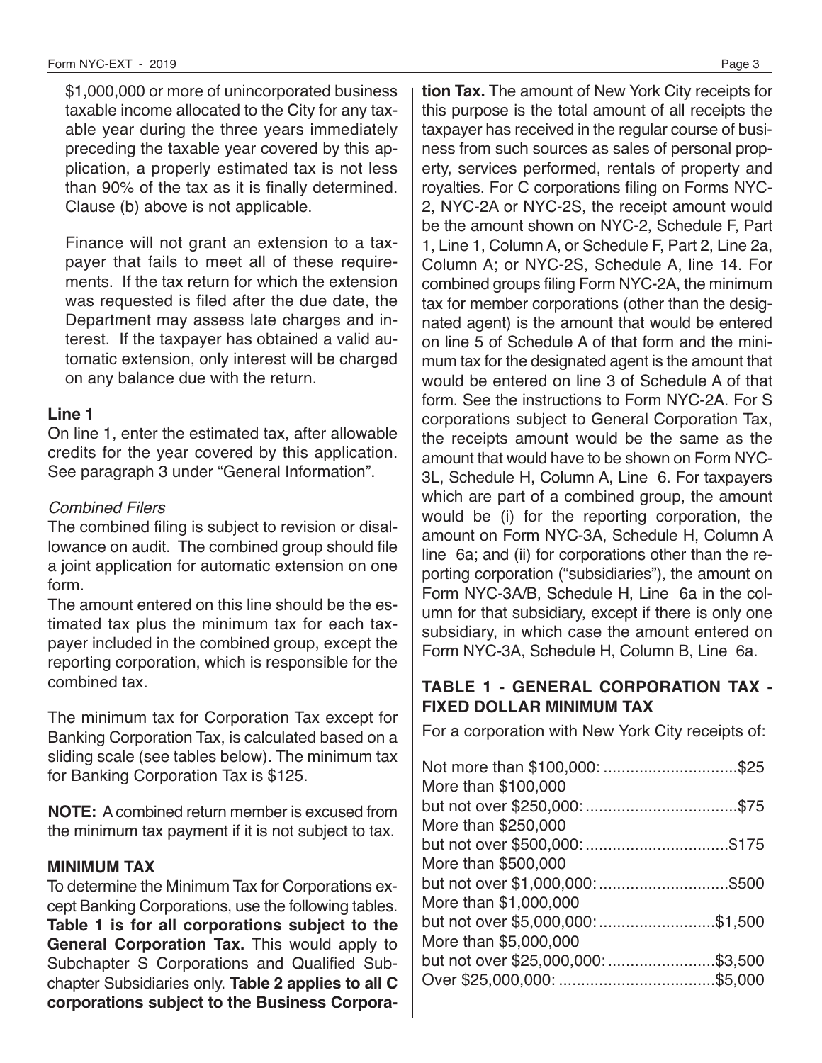$1,000,000 or more of unincorporated business taxable income allocated to the City for any taxable year during the three years immediately preceding the taxable year covered by this application, a properly estimated tax is not less than 90% of the tax as it is finally determined. Clause (b) above is not applicable.

Finance will not grant an extension to a taxpayer that fails to meet all of these requirements. If the tax return for which the extension was requested is filed after the due date, the Department may assess late charges and interest. If the taxpayer has obtained a valid automatic extension, only interest will be charged on any balance due with the return.

### Line 1

On line 1, enter the estimated tax, after allowable credits for the year covered by this application. See paragraph 3 under "General Information".

*Combined Filers*

The combined filing is subject to revision or disallowance on audit. The combined group should file a joint application for automatic extension on one form.

The amount entered on this line should be the estimated tax plus the minimum tax for each taxpayer included in the combined group, except the reporting corporation, which is responsible for the combined tax.

The minimum tax for Corporation Tax except for Banking Corporation Tax, is calculated based on a sliding scale (see tables below). The minimum tax for Banking Corporation Tax is $125.

**NOTE:** A combined return member is excused from the minimum tax payment if it is not subject to tax.

### MINIMUM TAX

To determine the Minimum Tax for Corporations except Banking Corporations, use the following tables. **Table 1 is for all corporations subject to the General Corporation Tax.** This would apply to Subchapter S Corporations and Qualified Subchapter Subsidiaries only. **Table 2 applies to all C corporations subject to the Business Corporation Tax.** The amount of New York City receipts for this purpose is the total amount of all receipts the taxpayer has received in the regular course of business from such sources as sales of personal property, services performed, rentals of property and royalties. For C corporations filing on Forms NYC-2, NYC-2A or NYC-2S, the receipt amount would be the amount shown on NYC-2, Schedule F, Part 1, Line 1, Column A, or Schedule F, Part 2, Line 2a, Column A; or NYC-2S, Schedule A, line 14. For combined groups filing Form NYC-2A, the minimum tax for member corporations (other than the designated agent) is the amount that would be entered on line 5 of Schedule A of that form and the minimum tax for the designated agent is the amount that would be entered on line 3 of Schedule A of that form. See the instructions to Form NYC-2A. For S corporations subject to General Corporation Tax, the receipts amount would be the same as the amount that would have to be shown on Form NYC-3L, Schedule H, Column A, Line 6. For taxpayers which are part of a combined group, the amount would be (i) for the reporting corporation, the amount on Form NYC-3A, Schedule H, Column A line 6a; and (ii) for corporations other than the reporting corporation ("subsidiaries"), the amount on Form NYC-3A/B, Schedule H, Line 6a in the column for that subsidiary, except if there is only one subsidiary, in which case the amount entered on Form NYC-3A, Schedule H, Column B, Line 6a.

### TABLE 1 - GENERAL CORPORATION TAX - FIXED DOLLAR MINIMUM TAX

For a corporation with New York City receipts of:

| New York City receipts | Minimum Tax |
|---|---|
| Not more than $100,000: | $25 |
| More than $100,000 but not over $250,000: | $75 |
| More than $250,000 but not over $500,000: | $175 |
| More than $500,000 but not over $1,000,000: | $500 |
| More than $1,000,000 but not over $5,000,000: | $1,500 |
| More than $5,000,000 but not over $25,000,000: | $3,500 |
| Over $25,000,000: | $5,000 |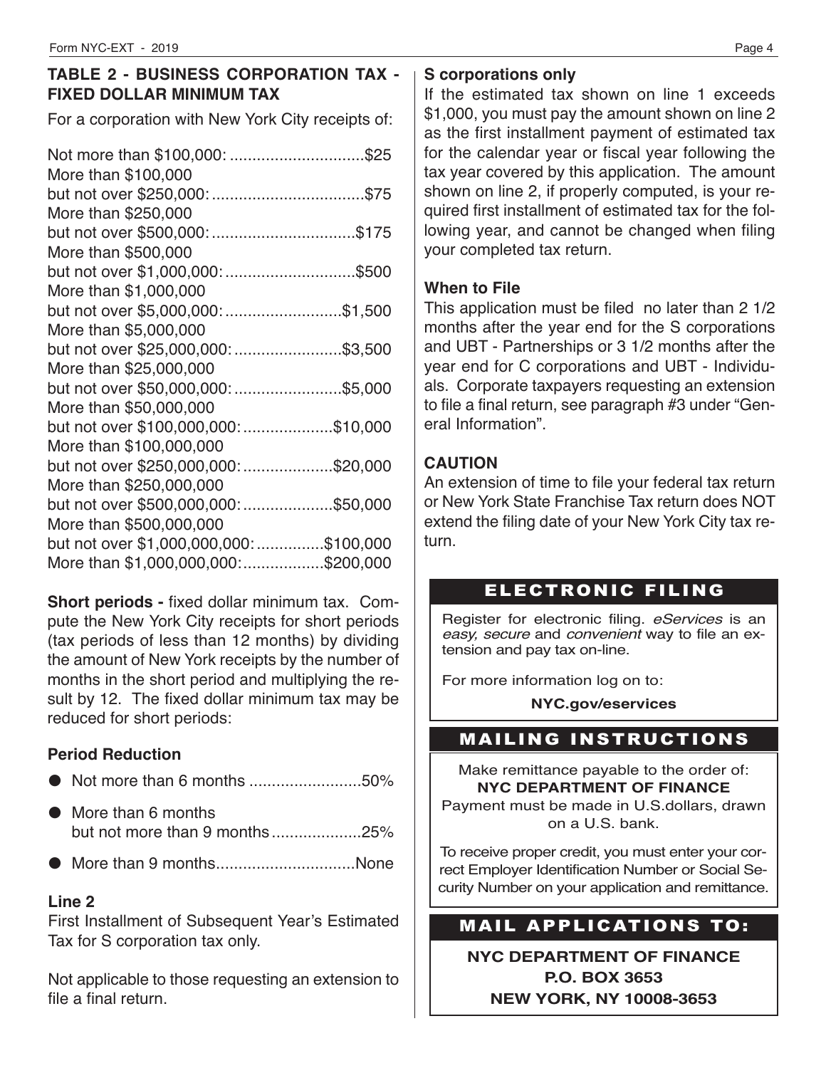## TABLE 2 - BUSINESS CORPORATION TAX - FIXED DOLLAR MINIMUM TAX

For a corporation with New York City receipts of:

| | |
|---|---|
| Not more than \$100,000: | \$25 |
| More than \$100,000 but not over \$250,000: | \$75 |
| More than \$250,000 but not over \$500,000: | \$175 |
| More than \$500,000 but not over \$1,000,000: | \$500 |
| More than \$1,000,000 but not over \$5,000,000: | \$1,500 |
| More than \$5,000,000 but not over \$25,000,000: | \$3,500 |
| More than \$25,000,000 but not over \$50,000,000: | \$5,000 |
| More than \$50,000,000 but not over \$100,000,000: | \$10,000 |
| More than \$100,000,000 but not over \$250,000,000: | \$20,000 |
| More than \$250,000,000 but not over \$500,000,000: | \$50,000 |
| More than \$500,000,000 but not over \$1,000,000,000: | \$100,000 |
| More than \$1,000,000,000: | \$200,000 |

**Short periods -** fixed dollar minimum tax. Compute the New York City receipts for short periods (tax periods of less than 12 months) by dividing the amount of New York receipts by the number of months in the short period and multiplying the result by 12. The fixed dollar minimum tax may be reduced for short periods:

### Period Reduction

- Not more than 6 months .........................50%
- More than 6 months but not more than 9 months....................25%
- More than 9 months...............................None

### Line 2

First Installment of Subsequent Year's Estimated Tax for S corporation tax only.

Not applicable to those requesting an extension to file a final return.

### S corporations only

If the estimated tax shown on line 1 exceeds \$1,000, you must pay the amount shown on line 2 as the first installment payment of estimated tax for the calendar year or fiscal year following the tax year covered by this application. The amount shown on line 2, if properly computed, is your required first installment of estimated tax for the following year, and cannot be changed when filing your completed tax return.

### When to File

This application must be filed no later than 2 1/2 months after the year end for the S corporations and UBT - Partnerships or 3 1/2 months after the year end for C corporations and UBT - Individuals. Corporate taxpayers requesting an extension to file a final return, see paragraph #3 under "General Information".

### CAUTION

An extension of time to file your federal tax return or New York State Franchise Tax return does NOT extend the filing date of your New York City tax return.

## ELECTRONIC FILING

Register for electronic filing. *eServices* is an *easy, secure* and *convenient* way to file an extension and pay tax on-line.

For more information log on to:

**NYC.gov/eservices**

## MAILING INSTRUCTIONS

Make remittance payable to the order of:
**NYC DEPARTMENT OF FINANCE**
Payment must be made in U.S.dollars, drawn on a U.S. bank.

To receive proper credit, you must enter your correct Employer Identification Number or Social Security Number on your application and remittance.

## MAIL APPLICATIONS TO:

**NYC DEPARTMENT OF FINANCE**
**P.O. BOX 3653**
**NEW YORK, NY 10008-3653**